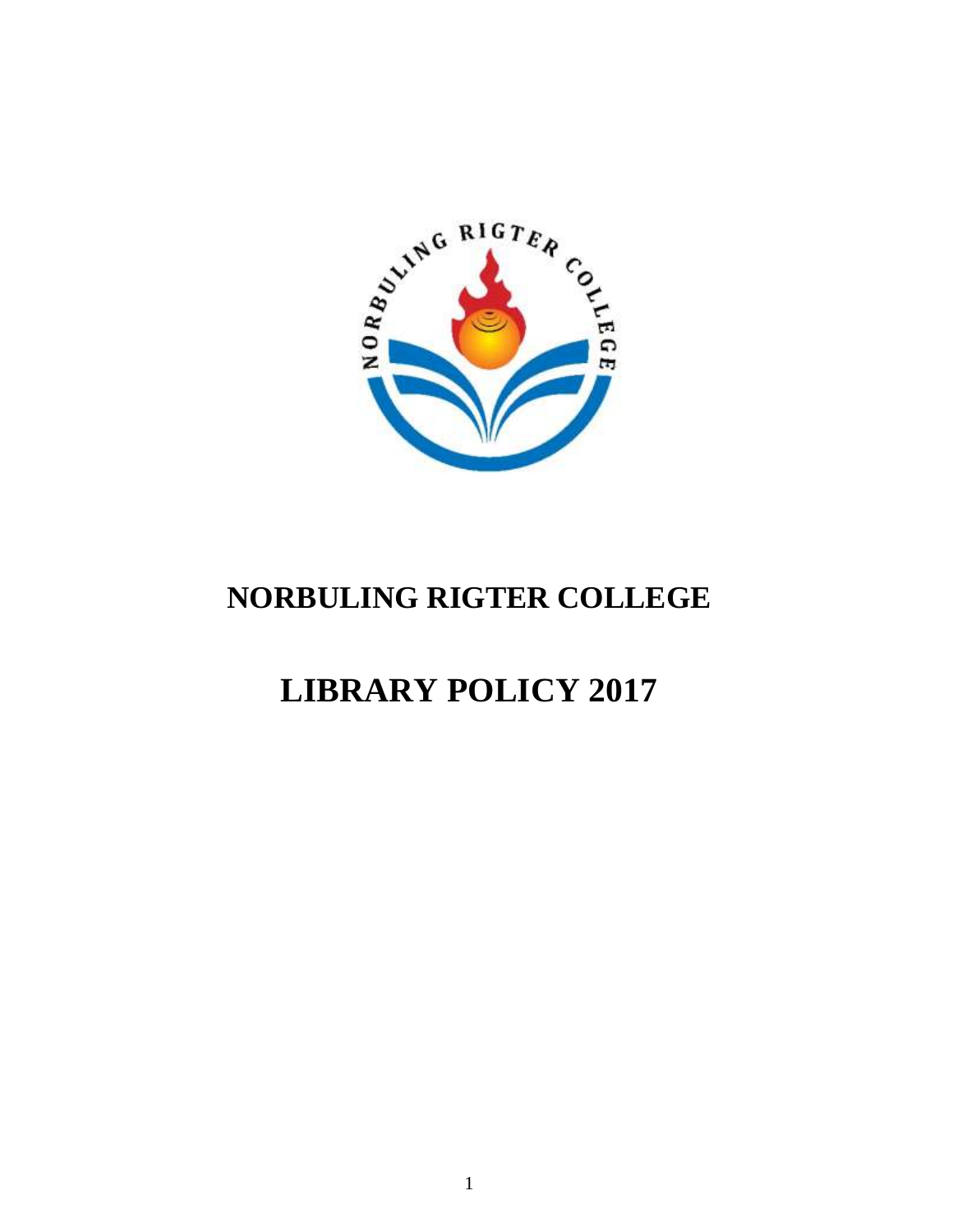# NORBULING RIGTER COLLEGE

# LIBRARY POLICY 2017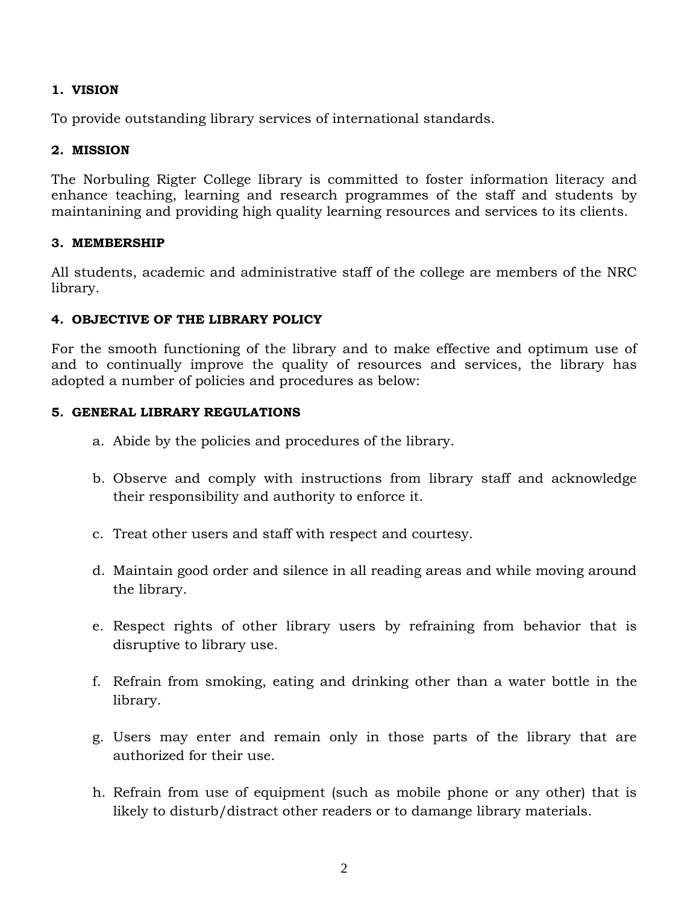## 1. VISION

To provide outstanding library services of international standards.

## 2. MISSION

The Norbuling Rigter College library is committed to foster information literacy and enhance teaching, learning and research programmes of the staff and students by maintanining and providing high quality learning resources and services to its clients.

## 3. MEMBERSHIP

All students, academic and administrative staff of the college are members of the NRC library.

## 4. OBJECTIVE OF THE LIBRARY POLICY

For the smooth functioning of the library and to make effective and optimum use of and to continually improve the quality of resources and services, the library has adopted a number of policies and procedures as below:

## 5. GENERAL LIBRARY REGULATIONS

a. Abide by the policies and procedures of the library.

b. Observe and comply with instructions from library staff and acknowledge their responsibility and authority to enforce it.

c. Treat other users and staff with respect and courtesy.

d. Maintain good order and silence in all reading areas and while moving around the library.

e. Respect rights of other library users by refraining from behavior that is disruptive to library use.

f. Refrain from smoking, eating and drinking other than a water bottle in the library.

g. Users may enter and remain only in those parts of the library that are authorized for their use.

h. Refrain from use of equipment (such as mobile phone or any other) that is likely to disturb/distract other readers or to damange library materials.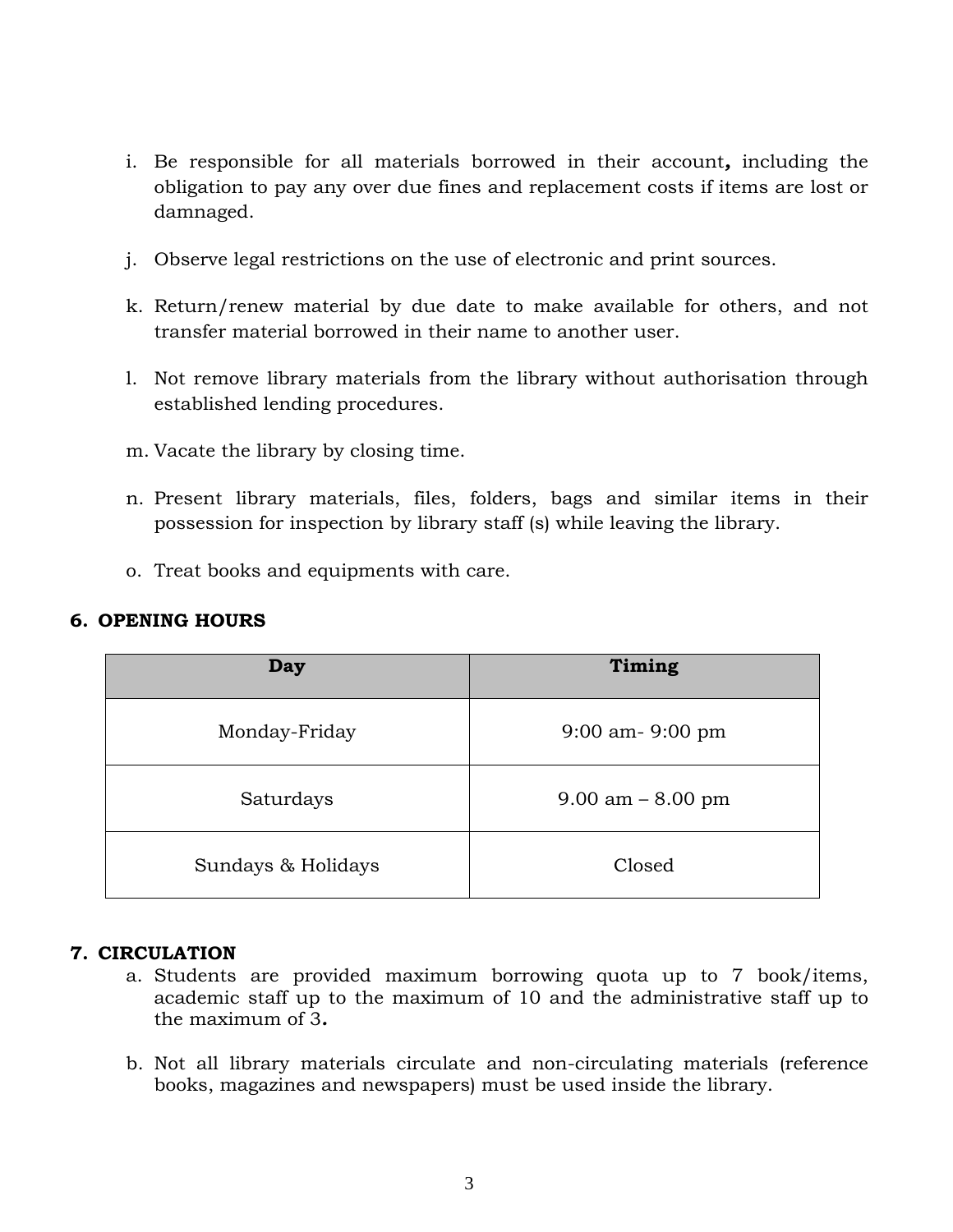i. Be responsible for all materials borrowed in their account**,** including the obligation to pay any over due fines and replacement costs if items are lost or damnaged.

j. Observe legal restrictions on the use of electronic and print sources.

k. Return/renew material by due date to make available for others, and not transfer material borrowed in their name to another user.

l. Not remove library materials from the library without authorisation through established lending procedures.

m. Vacate the library by closing time.

n. Present library materials, files, folders, bags and similar items in their possession for inspection by library staff (s) while leaving the library.

o. Treat books and equipments with care.

## 6. OPENING HOURS

| Day | Timing |
|---|---|
| Monday-Friday | 9:00 am- 9:00 pm |
| Saturdays | 9.00 am – 8.00 pm |
| Sundays & Holidays | Closed |

## 7. CIRCULATION

a. Students are provided maximum borrowing quota up to 7 book/items, academic staff up to the maximum of 10 and the administrative staff up to the maximum of 3**.**

b. Not all library materials circulate and non-circulating materials (reference books, magazines and newspapers) must be used inside the library.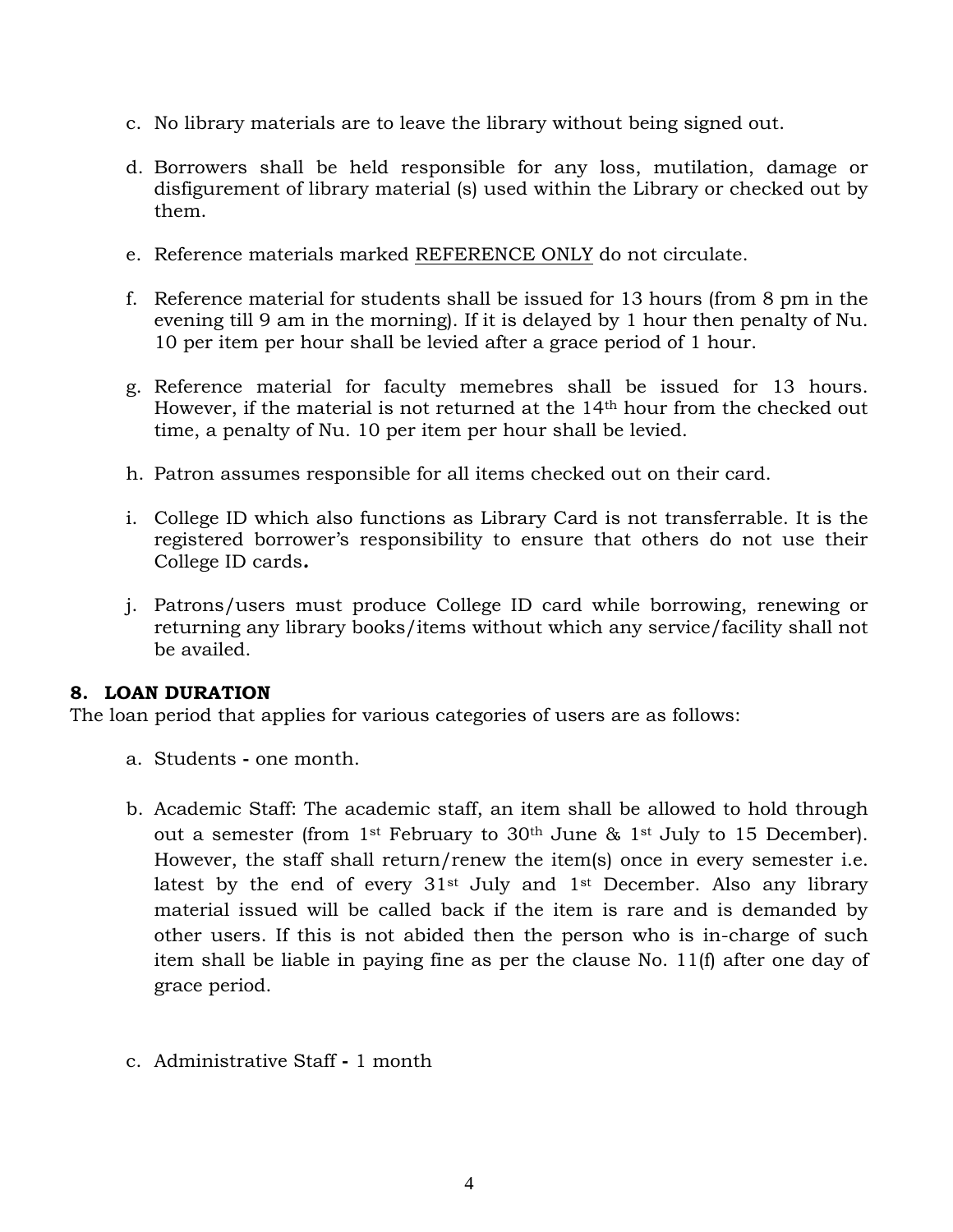c. No library materials are to leave the library without being signed out.

d. Borrowers shall be held responsible for any loss, mutilation, damage or disfigurement of library material (s) used within the Library or checked out by them.

e. Reference materials marked <u>REFERENCE ONLY</u> do not circulate.

f. Reference material for students shall be issued for 13 hours (from 8 pm in the evening till 9 am in the morning). If it is delayed by 1 hour then penalty of Nu. 10 per item per hour shall be levied after a grace period of 1 hour.

g. Reference material for faculty memebres shall be issued for 13 hours. However, if the material is not returned at the 14th hour from the checked out time, a penalty of Nu. 10 per item per hour shall be levied.

h. Patron assumes responsible for all items checked out on their card.

i. College ID which also functions as Library Card is not transferrable. It is the registered borrower's responsibility to ensure that others do not use their College ID cards**.**

j. Patrons/users must produce College ID card while borrowing, renewing or returning any library books/items without which any service/facility shall not be availed.

## 8. LOAN DURATION

The loan period that applies for various categories of users are as follows:

a. Students **-** one month.

b. Academic Staff: The academic staff, an item shall be allowed to hold through out a semester (from 1st February to 30th June & 1st July to 15 December). However, the staff shall return/renew the item(s) once in every semester i.e. latest by the end of every 31st July and 1st December. Also any library material issued will be called back if the item is rare and is demanded by other users. If this is not abided then the person who is in-charge of such item shall be liable in paying fine as per the clause No. 11(f) after one day of grace period.

c. Administrative Staff **-** 1 month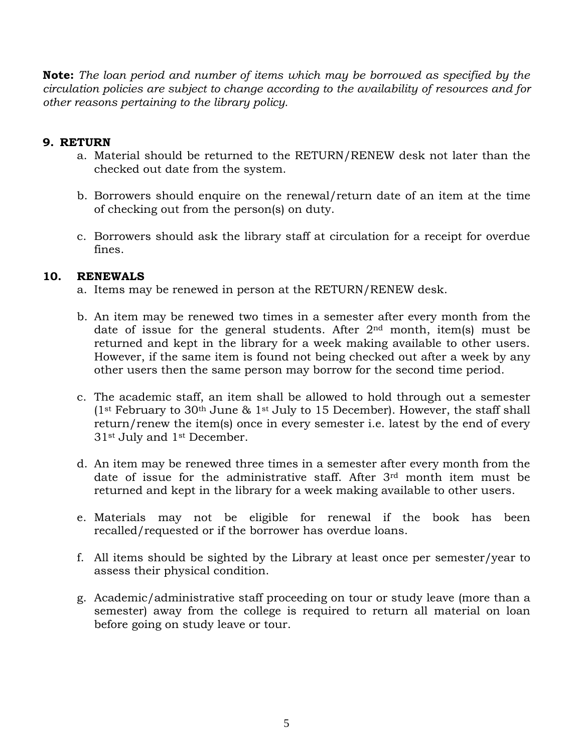**Note:** *The loan period and number of items which may be borrowed as specified by the circulation policies are subject to change according to the availability of resources and for other reasons pertaining to the library policy.*

## 9. RETURN

a. Material should be returned to the RETURN/RENEW desk not later than the checked out date from the system.

b. Borrowers should enquire on the renewal/return date of an item at the time of checking out from the person(s) on duty.

c. Borrowers should ask the library staff at circulation for a receipt for overdue fines.

## 10. RENEWALS

a. Items may be renewed in person at the RETURN/RENEW desk.

b. An item may be renewed two times in a semester after every month from the date of issue for the general students. After 2nd month, item(s) must be returned and kept in the library for a week making available to other users. However, if the same item is found not being checked out after a week by any other users then the same person may borrow for the second time period.

c. The academic staff, an item shall be allowed to hold through out a semester (1st February to 30th June & 1st July to 15 December). However, the staff shall return/renew the item(s) once in every semester i.e. latest by the end of every 31st July and 1st December.

d. An item may be renewed three times in a semester after every month from the date of issue for the administrative staff. After 3rd month item must be returned and kept in the library for a week making available to other users.

e. Materials may not be eligible for renewal if the book has been recalled/requested or if the borrower has overdue loans.

f. All items should be sighted by the Library at least once per semester/year to assess their physical condition.

g. Academic/administrative staff proceeding on tour or study leave (more than a semester) away from the college is required to return all material on loan before going on study leave or tour.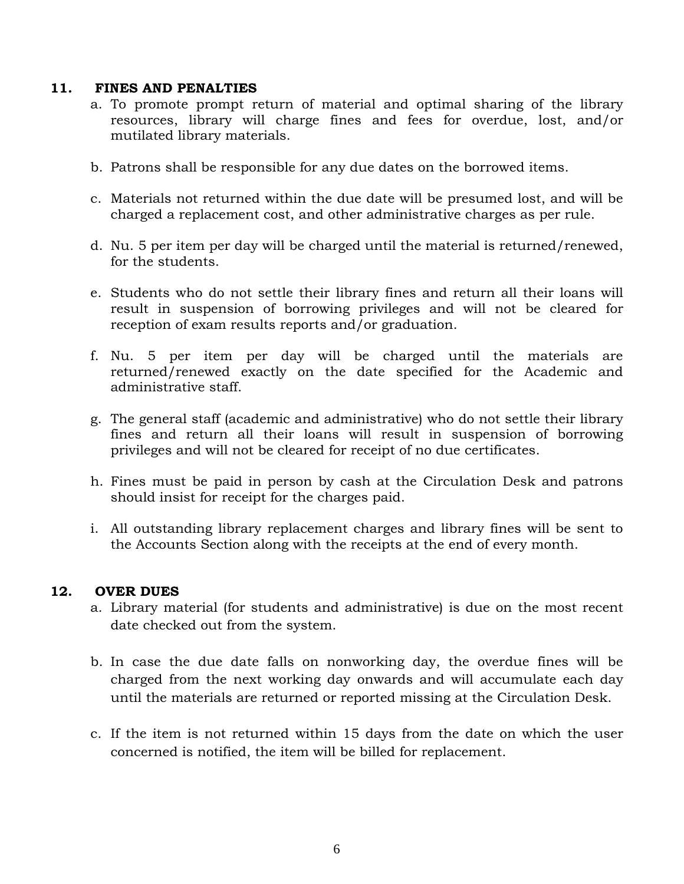## 11. FINES AND PENALTIES

a. To promote prompt return of material and optimal sharing of the library resources, library will charge fines and fees for overdue, lost, and/or mutilated library materials.

b. Patrons shall be responsible for any due dates on the borrowed items.

c. Materials not returned within the due date will be presumed lost, and will be charged a replacement cost, and other administrative charges as per rule.

d. Nu. 5 per item per day will be charged until the material is returned/renewed, for the students.

e. Students who do not settle their library fines and return all their loans will result in suspension of borrowing privileges and will not be cleared for reception of exam results reports and/or graduation.

f. Nu. 5 per item per day will be charged until the materials are returned/renewed exactly on the date specified for the Academic and administrative staff.

g. The general staff (academic and administrative) who do not settle their library fines and return all their loans will result in suspension of borrowing privileges and will not be cleared for receipt of no due certificates.

h. Fines must be paid in person by cash at the Circulation Desk and patrons should insist for receipt for the charges paid.

i. All outstanding library replacement charges and library fines will be sent to the Accounts Section along with the receipts at the end of every month.

## 12. OVER DUES

a. Library material (for students and administrative) is due on the most recent date checked out from the system.

b. In case the due date falls on nonworking day, the overdue fines will be charged from the next working day onwards and will accumulate each day until the materials are returned or reported missing at the Circulation Desk.

c. If the item is not returned within 15 days from the date on which the user concerned is notified, the item will be billed for replacement.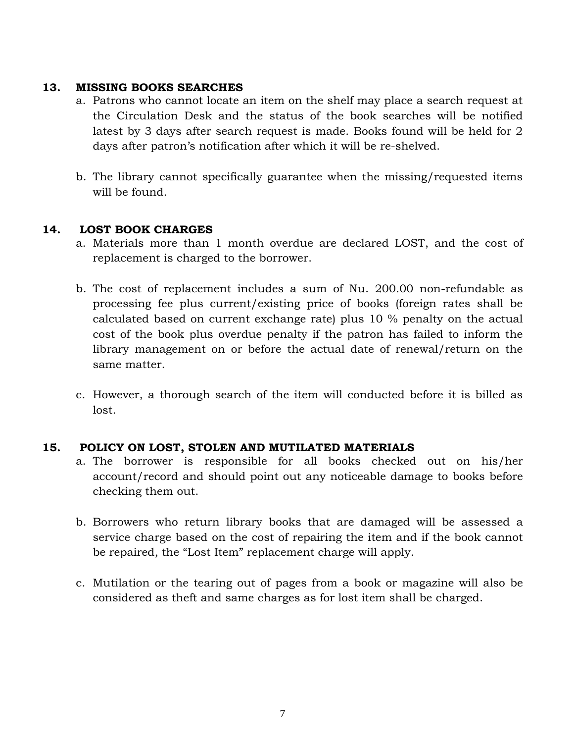## 13. MISSING BOOKS SEARCHES

a. Patrons who cannot locate an item on the shelf may place a search request at the Circulation Desk and the status of the book searches will be notified latest by 3 days after search request is made. Books found will be held for 2 days after patron's notification after which it will be re-shelved.

b. The library cannot specifically guarantee when the missing/requested items will be found.

## 14. LOST BOOK CHARGES

a. Materials more than 1 month overdue are declared LOST, and the cost of replacement is charged to the borrower.

b. The cost of replacement includes a sum of Nu. 200.00 non-refundable as processing fee plus current/existing price of books (foreign rates shall be calculated based on current exchange rate) plus 10 % penalty on the actual cost of the book plus overdue penalty if the patron has failed to inform the library management on or before the actual date of renewal/return on the same matter.

c. However, a thorough search of the item will conducted before it is billed as lost.

## 15. POLICY ON LOST, STOLEN AND MUTILATED MATERIALS

a. The borrower is responsible for all books checked out on his/her account/record and should point out any noticeable damage to books before checking them out.

b. Borrowers who return library books that are damaged will be assessed a service charge based on the cost of repairing the item and if the book cannot be repaired, the "Lost Item" replacement charge will apply.

c. Mutilation or the tearing out of pages from a book or magazine will also be considered as theft and same charges as for lost item shall be charged.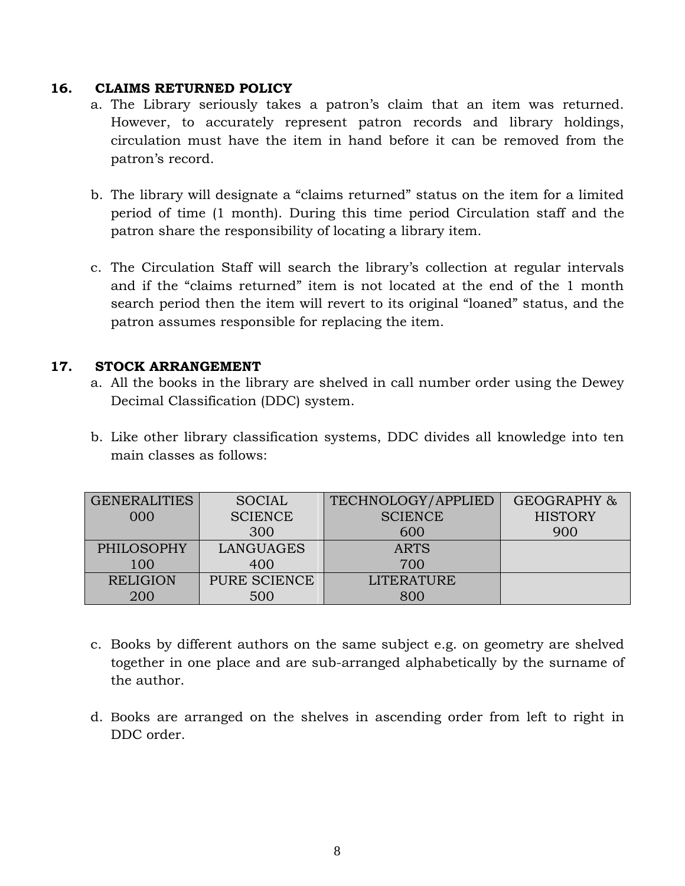## 16. CLAIMS RETURNED POLICY

a. The Library seriously takes a patron's claim that an item was returned. However, to accurately represent patron records and library holdings, circulation must have the item in hand before it can be removed from the patron's record.

b. The library will designate a "claims returned" status on the item for a limited period of time (1 month). During this time period Circulation staff and the patron share the responsibility of locating a library item.

c. The Circulation Staff will search the library's collection at regular intervals and if the "claims returned" item is not located at the end of the 1 month search period then the item will revert to its original "loaned" status, and the patron assumes responsible for replacing the item.

## 17. STOCK ARRANGEMENT

a. All the books in the library are shelved in call number order using the Dewey Decimal Classification (DDC) system.

b. Like other library classification systems, DDC divides all knowledge into ten main classes as follows:

| | | | |
|---|---|---|---|
| GENERALITIES 000 | SOCIAL SCIENCE 300 | TECHNOLOGY/APPLIED SCIENCE 600 | GEOGRAPHY & HISTORY 900 |
| PHILOSOPHY 100 | LANGUAGES 400 | ARTS 700 | |
| RELIGION 200 | PURE SCIENCE 500 | LITERATURE 800 | |

c. Books by different authors on the same subject e.g. on geometry are shelved together in one place and are sub-arranged alphabetically by the surname of the author.

d. Books are arranged on the shelves in ascending order from left to right in DDC order.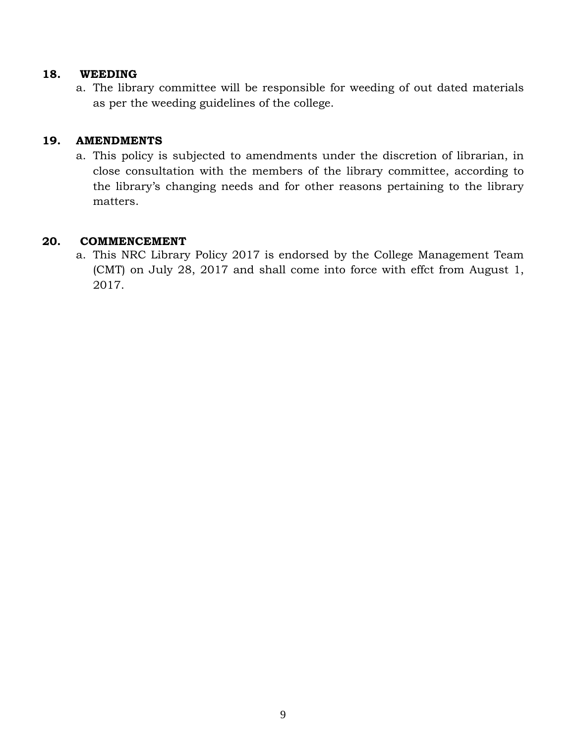## 18. WEEDING

a. The library committee will be responsible for weeding of out dated materials as per the weeding guidelines of the college.

## 19. AMENDMENTS

a. This policy is subjected to amendments under the discretion of librarian, in close consultation with the members of the library committee, according to the library's changing needs and for other reasons pertaining to the library matters.

## 20. COMMENCEMENT

a. This NRC Library Policy 2017 is endorsed by the College Management Team (CMT) on July 28, 2017 and shall come into force with effct from August 1, 2017.